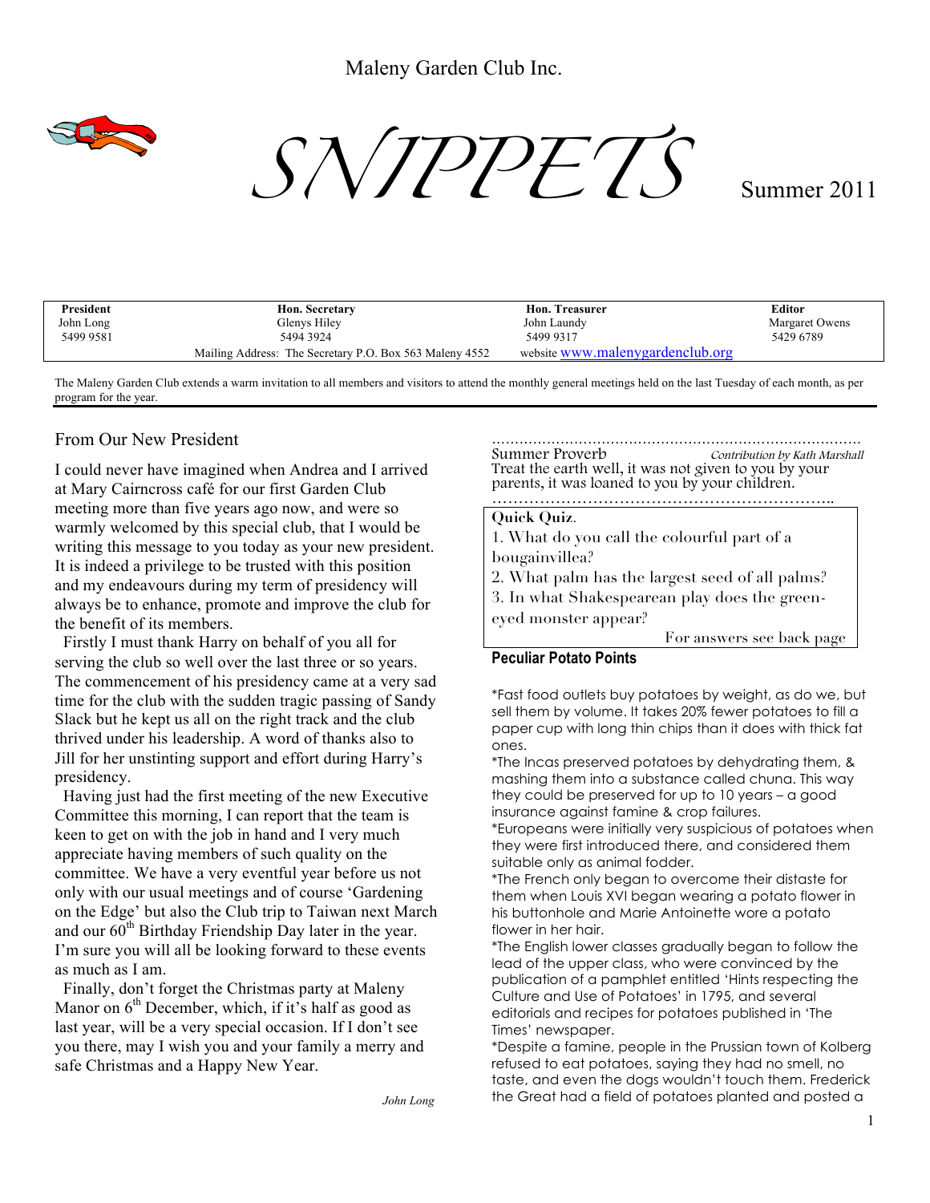Maleny Garden Club Inc.

# SNIPPETS

Summer 2011

| President | Hon. Secretary | Hon. Treasurer | Editor |
|---|---|---|---|
| John Long | Glenys Hiley | John Laundy | Margaret Owens |
| 5499 9581 | 5494 3924 | 5499 9317 | 5429 6789 |
| | Mailing Address: The Secretary P.O. Box 563 Maleny 4552 | website www.malenygardenclub.org | |

The Maleny Garden Club extends a warm invitation to all members and visitors to attend the monthly general meetings held on the last Tuesday of each month, as per program for the year.

## From Our New President

I could never have imagined when Andrea and I arrived at Mary Cairncross café for our first Garden Club meeting more than five years ago now, and were so warmly welcomed by this special club, that I would be writing this message to you today as your new president. It is indeed a privilege to be trusted with this position and my endeavours during my term of presidency will always be to enhance, promote and improve the club for the benefit of its members.

Firstly I must thank Harry on behalf of you all for serving the club so well over the last three or so years. The commencement of his presidency came at a very sad time for the club with the sudden tragic passing of Sandy Slack but he kept us all on the right track and the club thrived under his leadership. A word of thanks also to Jill for her unstinting support and effort during Harry's presidency.

Having just had the first meeting of the new Executive Committee this morning, I can report that the team is keen to get on with the job in hand and I very much appreciate having members of such quality on the committee. We have a very eventful year before us not only with our usual meetings and of course 'Gardening on the Edge' but also the Club trip to Taiwan next March and our 60th Birthday Friendship Day later in the year. I'm sure you will all be looking forward to these events as much as I am.

Finally, don't forget the Christmas party at Maleny Manor on 6th December, which, if it's half as good as last year, will be a very special occasion. If I don't see you there, may I wish you and your family a merry and safe Christmas and a Happy New Year.

*John Long*

Summer Proverb *Contribution by Kath Marshall*

Treat the earth well, it was not given to you by your parents, it was loaned to you by your children.

**Quick Quiz**.

1. What do you call the colourful part of a bougainvillea?
2. What palm has the largest seed of all palms?
3. In what Shakespearean play does the green-eyed monster appear?

For answers see back page

### Peculiar Potato Points

*Fast food outlets buy potatoes by weight, as do we, but sell them by volume. It takes 20% fewer potatoes to fill a paper cup with long thin chips than it does with thick fat ones.

*The Incas preserved potatoes by dehydrating them, & mashing them into a substance called chuna. This way they could be preserved for up to 10 years – a good insurance against famine & crop failures.

*Europeans were initially very suspicious of potatoes when they were first introduced there, and considered them suitable only as animal fodder.

*The French only began to overcome their distaste for them when Louis XVI began wearing a potato flower in his buttonhole and Marie Antoinette wore a potato flower in her hair.

*The English lower classes gradually began to follow the lead of the upper class, who were convinced by the publication of a pamphlet entitled 'Hints respecting the Culture and Use of Potatoes' in 1795, and several editorials and recipes for potatoes published in 'The Times' newspaper.

*Despite a famine, people in the Prussian town of Kolberg refused to eat potatoes, saying they had no smell, no taste, and even the dogs wouldn't touch them. Frederick the Great had a field of potatoes planted and posted a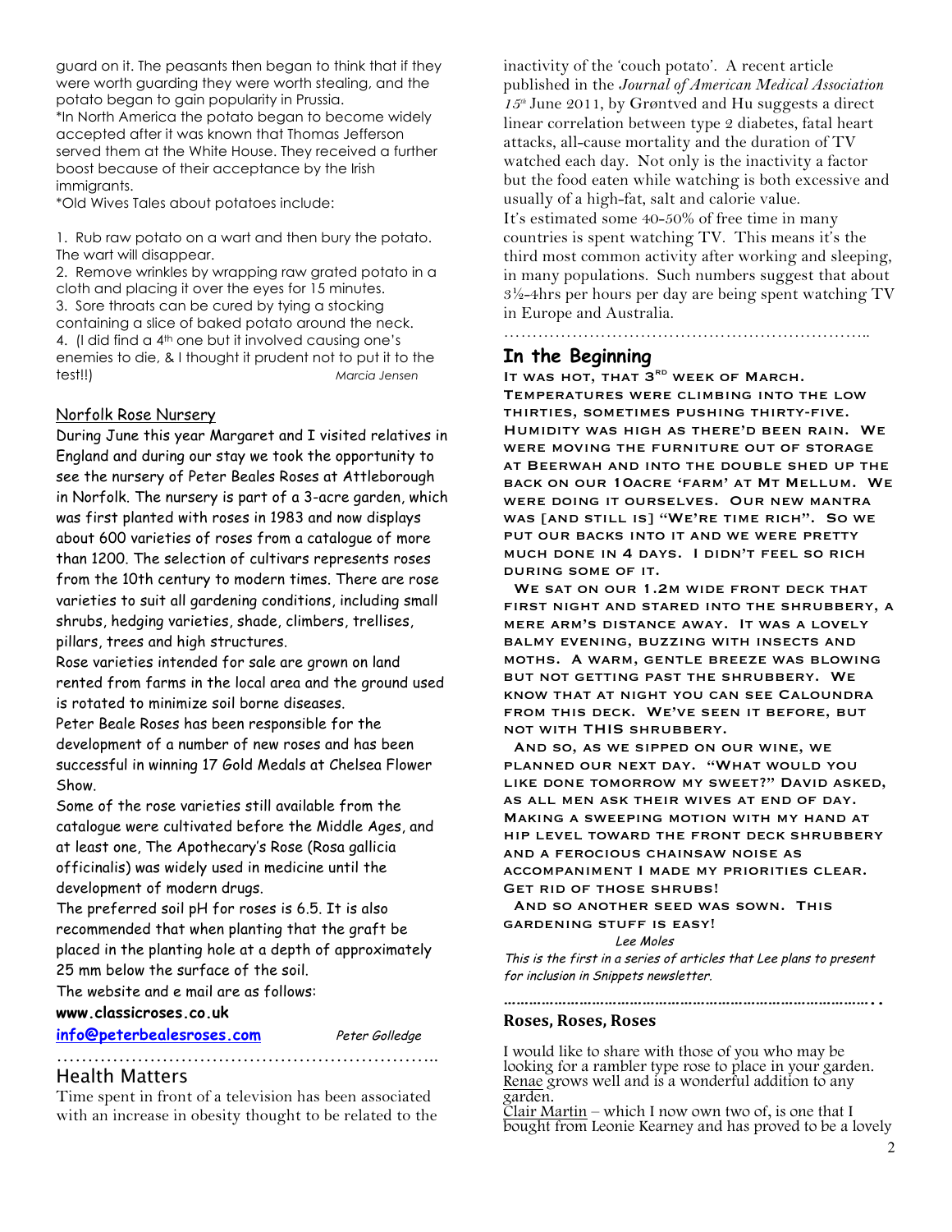guard on it. The peasants then began to think that if they were worth guarding they were worth stealing, and the potato began to gain popularity in Prussia.

*In North America the potato began to become widely accepted after it was known that Thomas Jefferson served them at the White House. They received a further boost because of their acceptance by the Irish immigrants.

*Old Wives Tales about potatoes include:

1. Rub raw potato on a wart and then bury the potato. The wart will disappear.
2. Remove wrinkles by wrapping raw grated potato in a cloth and placing it over the eyes for 15 minutes.
3. Sore throats can be cured by tying a stocking containing a slice of baked potato around the neck.
4. (I did find a 4th one but it involved causing one's enemies to die, & I thought it prudent not to put it to the test!!)

*Marcia Jensen*

## Norfolk Rose Nursery

During June this year Margaret and I visited relatives in England and during our stay we took the opportunity to see the nursery of Peter Beales Roses at Attleborough in Norfolk. The nursery is part of a 3-acre garden, which was first planted with roses in 1983 and now displays about 600 varieties of roses from a catalogue of more than 1200. The selection of cultivars represents roses from the 10th century to modern times. There are rose varieties to suit all gardening conditions, including small shrubs, hedging varieties, shade, climbers, trellises, pillars, trees and high structures.

Rose varieties intended for sale are grown on land rented from farms in the local area and the ground used is rotated to minimize soil borne diseases.

Peter Beale Roses has been responsible for the development of a number of new roses and has been successful in winning 17 Gold Medals at Chelsea Flower Show.

Some of the rose varieties still available from the catalogue were cultivated before the Middle Ages, and at least one, The Apothecary's Rose (Rosa gallicia officinalis) was widely used in medicine until the development of modern drugs.

The preferred soil pH for roses is 6.5. It is also recommended that when planting that the graft be placed in the planting hole at a depth of approximately 25 mm below the surface of the soil.

The website and e mail are as follows:

**www.classicroses.co.uk**

**info@peterbealesroses.com**

*Peter Golledge*

……………………………………………………..

## Health Matters

Time spent in front of a television has been associated with an increase in obesity thought to be related to the inactivity of the 'couch potato'. A recent article published in the *Journal of American Medical Association 15th* June 2011, by Grøntved and Hu suggests a direct linear correlation between type 2 diabetes, fatal heart attacks, all-cause mortality and the duration of TV watched each day. Not only is the inactivity a factor but the food eaten while watching is both excessive and usually of a high-fat, salt and calorie value.

It's estimated some 40-50% of free time in many countries is spent watching TV. This means it's the third most common activity after working and sleeping, in many populations. Such numbers suggest that about 3½-4hrs per hours per day are being spent watching TV in Europe and Australia.

………………………………………………………..

## In the Beginning

It was hot, that 3rd week of March. Temperatures were climbing into the low thirties, sometimes pushing thirty-five. Humidity was high as there'd been rain. We were moving the furniture out of storage at Beerwah and into the double shed up the back on our 10acre 'farm' at Mt Mellum. We were doing it ourselves. Our new mantra was [and still is] "We're time rich". So we put our backs into it and we were pretty much done in 4 days. I didn't feel so rich during some of it.

We sat on our 1.2m wide front deck that first night and stared into the shrubbery, a mere arm's distance away. It was a lovely balmy evening, buzzing with insects and moths. A warm, gentle breeze was blowing but not getting past the shrubbery. We know that at night you can see Caloundra from this deck. We've seen it before, but not with THIS shrubbery.

And so, as we sipped on our wine, we planned our next day. "What would you like done tomorrow my sweet?" David asked, as all men ask their wives at end of day. Making a sweeping motion with my hand at hip level toward the front deck shrubbery and a ferocious chainsaw noise as accompaniment I made my priorities clear. Get rid of those shrubs!

And so another seed was sown. This gardening stuff is easy!

*Lee Moles*

*This is the first in a series of articles that Lee plans to present for inclusion in Snippets newsletter.*

……………………………………………………………………………..

## Roses, Roses, Roses

I would like to share with those of you who may be looking for a rambler type rose to place in your garden. Renae grows well and is a wonderful addition to any garden.

Clair Martin – which I now own two of, is one that I bought from Leonie Kearney and has proved to be a lovely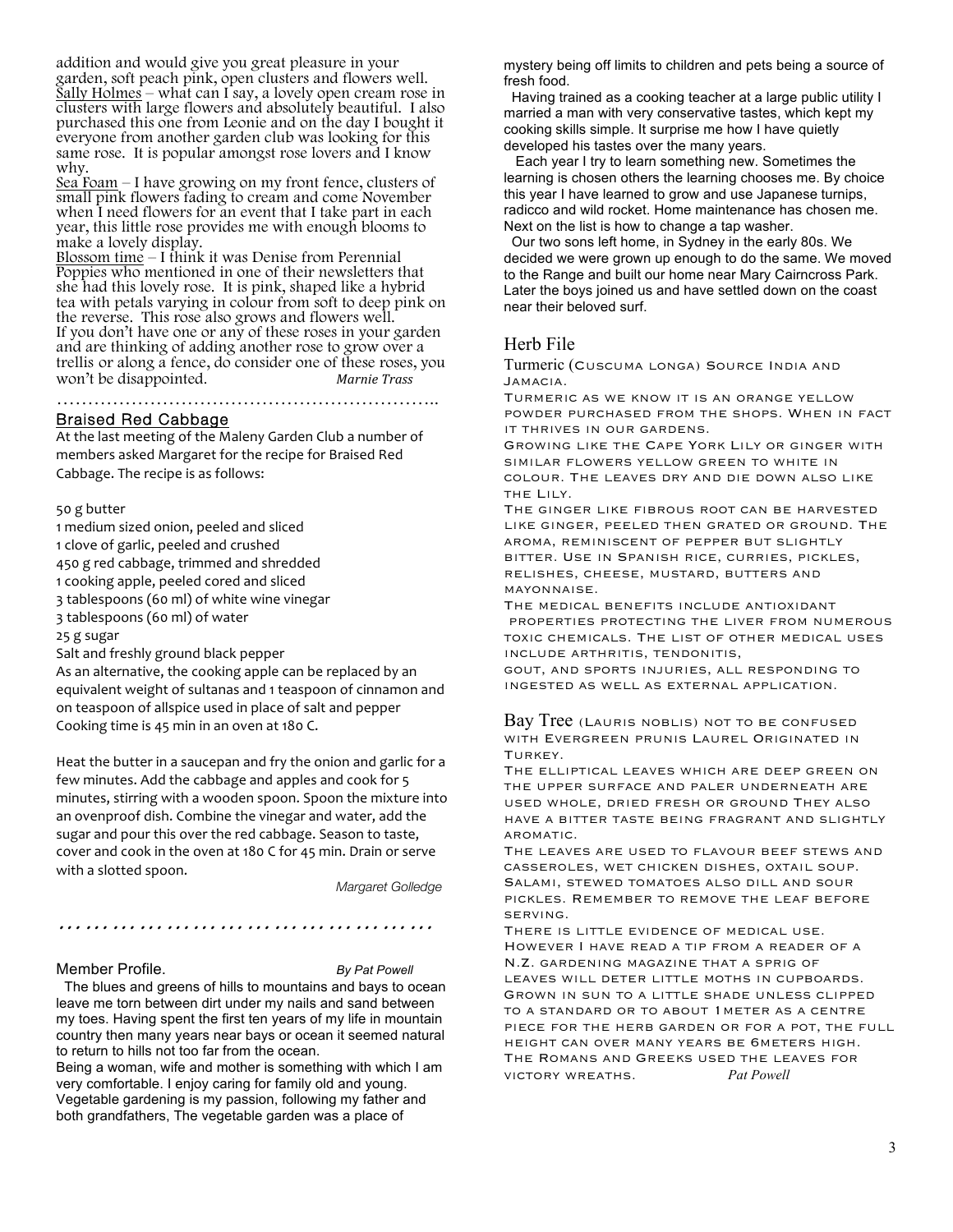addition and would give you great pleasure in your garden, soft peach pink, open clusters and flowers well.

Sally Holmes – what can I say, a lovely open cream rose in clusters with large flowers and absolutely beautiful. I also purchased this one from Leonie and on the day I bought it everyone from another garden club was looking for this same rose. It is popular amongst rose lovers and I know why.

Sea Foam – I have growing on my front fence, clusters of small pink flowers fading to cream and come November when I need flowers for an event that I take part in each year, this little rose provides me with enough blooms to make a lovely display.

Blossom time – I think it was Denise from Perennial Poppies who mentioned in one of their newsletters that she had this lovely rose. It is pink, shaped like a hybrid tea with petals varying in colour from soft to deep pink on the reverse. This rose also grows and flowers well.

If you don't have one or any of these roses in your garden and are thinking of adding another rose to grow over a trellis or along a fence, do consider one of these roses, you won't be disappointed. *Marnie Trass*

……………………………………………………..

## Braised Red Cabbage

At the last meeting of the Maleny Garden Club a number of members asked Margaret for the recipe for Braised Red Cabbage. The recipe is as follows:

50 g butter
1 medium sized onion, peeled and sliced
1 clove of garlic, peeled and crushed
450 g red cabbage, trimmed and shredded
1 cooking apple, peeled cored and sliced
3 tablespoons (60 ml) of white wine vinegar
3 tablespoons (60 ml) of water
25 g sugar
Salt and freshly ground black pepper

As an alternative, the cooking apple can be replaced by an equivalent weight of sultanas and 1 teaspoon of cinnamon and on teaspoon of allspice used in place of salt and pepper
Cooking time is 45 min in an oven at 180 C.

Heat the butter in a saucepan and fry the onion and garlic for a few minutes. Add the cabbage and apples and cook for 5 minutes, stirring with a wooden spoon. Spoon the mixture into an ovenproof dish. Combine the vinegar and water, add the sugar and pour this over the red cabbage. Season to taste, cover and cook in the oven at 180 C for 45 min. Drain or serve with a slotted spoon.

*Margaret Golledge*

……………………………………………

## Member Profile. *By Pat Powell*

The blues and greens of hills to mountains and bays to ocean leave me torn between dirt under my nails and sand between my toes. Having spent the first ten years of my life in mountain country then many years near bays or ocean it seemed natural to return to hills not too far from the ocean.

Being a woman, wife and mother is something with which I am very comfortable. I enjoy caring for family old and young. Vegetable gardening is my passion, following my father and both grandfathers, The vegetable garden was a place of mystery being off limits to children and pets being a source of fresh food.

Having trained as a cooking teacher at a large public utility I married a man with very conservative tastes, which kept my cooking skills simple. It surprise me how I have quietly developed his tastes over the many years.

Each year I try to learn something new. Sometimes the learning is chosen others the learning chooses me. By choice this year I have learned to grow and use Japanese turnips, radicco and wild rocket. Home maintenance has chosen me. Next on the list is how to change a tap washer.

Our two sons left home, in Sydney in the early 80s. We decided we were grown up enough to do the same. We moved to the Range and built our home near Mary Cairncross Park. Later the boys joined us and have settled down on the coast near their beloved surf.

## Herb File

**Turmeric** (Cuscuma longa) Source India and Jamacia.

Turmeric as we know it is an orange yellow powder purchased from the shops. When in fact it thrives in our gardens.

Growing like the Cape York Lily or ginger with similar flowers yellow green to white in colour. The leaves dry and die down also like the Lily.

The ginger like fibrous root can be harvested like ginger, peeled then grated or ground. The aroma, reminiscent of pepper but slightly bitter. Use in Spanish rice, curries, pickles, relishes, cheese, mustard, butters and mayonnaise.

The medical benefits include antioxidant properties protecting the liver from numerous toxic chemicals. The list of other medical uses include arthritis, tendonitis, gout, and sports injuries, all responding to ingested as well as external application.

**Bay Tree** (Lauris noblis) not to be confused with Evergreen prunis Laurel Originated in Turkey.

The elliptical leaves which are deep green on the upper surface and paler underneath are used whole, dried fresh or ground They also have a bitter taste being fragrant and slightly aromatic.

The leaves are used to flavour beef stews and casseroles, wet chicken dishes, oxtail soup. Salami, stewed tomatoes also dill and sour pickles. Remember to remove the leaf before serving.

There is little evidence of medical use. However I have read a tip from a reader of a N.Z. gardening magazine that a sprig of leaves will deter little moths in cupboards. Grown in sun to a little shade unless clipped to a standard or to about 1meter as a centre piece for the herb garden or for a pot, the full height can over many years be 6meters high. The Romans and Greeks used the leaves for victory wreaths. *Pat Powell*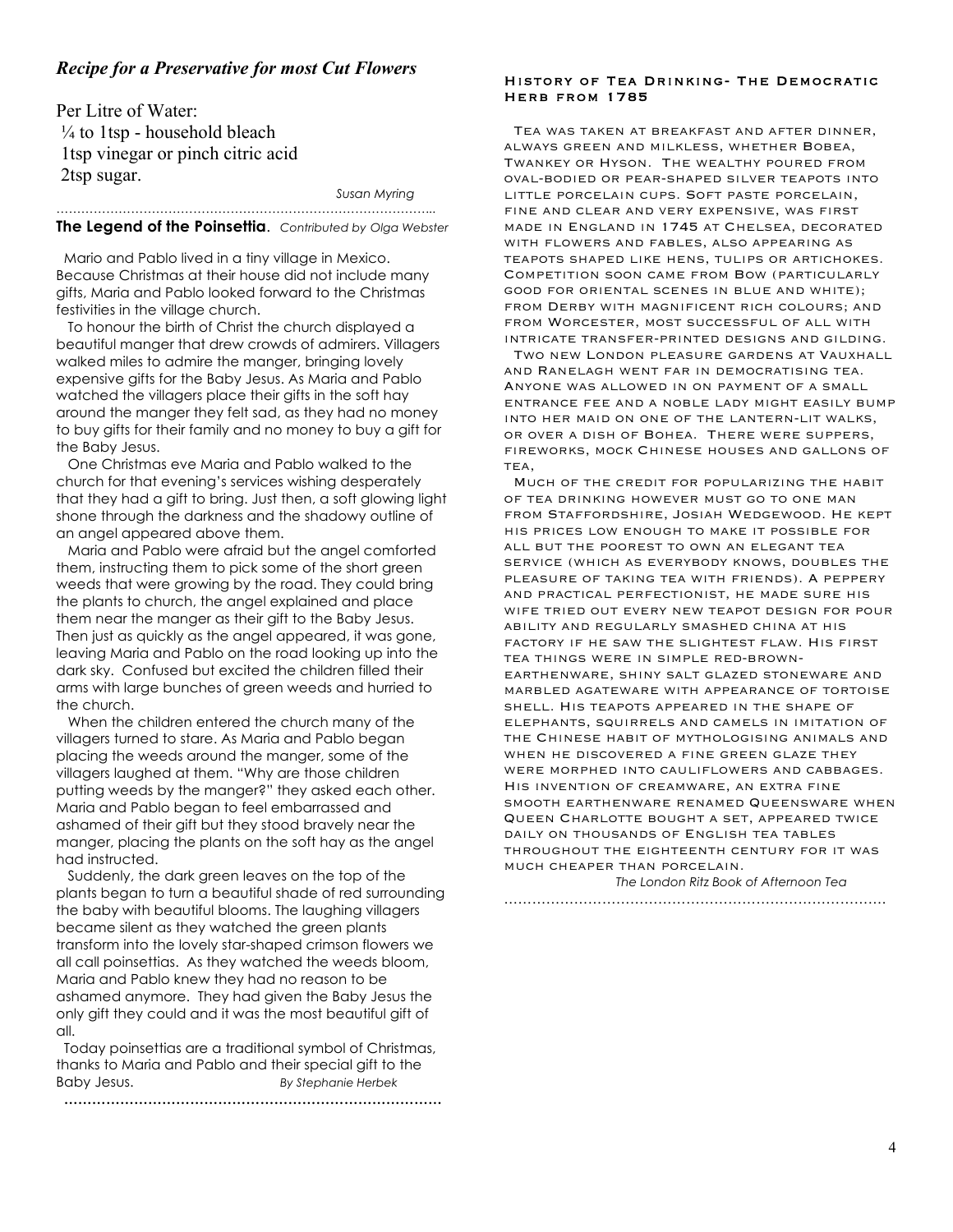### *Recipe for a Preservative for most Cut Flowers*

Per Litre of Water:
¼ to 1tsp - household bleach
1tsp vinegar or pinch citric acid
2tsp sugar.

*Susan Myring*

---

**The Legend of the Poinsettia**. *Contributed by Olga Webster*

Mario and Pablo lived in a tiny village in Mexico. Because Christmas at their house did not include many gifts, Maria and Pablo looked forward to the Christmas festivities in the village church.

To honour the birth of Christ the church displayed a beautiful manger that drew crowds of admirers. Villagers walked miles to admire the manger, bringing lovely expensive gifts for the Baby Jesus. As Maria and Pablo watched the villagers place their gifts in the soft hay around the manger they felt sad, as they had no money to buy gifts for their family and no money to buy a gift for the Baby Jesus.

One Christmas eve Maria and Pablo walked to the church for that evening's services wishing desperately that they had a gift to bring. Just then, a soft glowing light shone through the darkness and the shadowy outline of an angel appeared above them.

Maria and Pablo were afraid but the angel comforted them, instructing them to pick some of the short green weeds that were growing by the road. They could bring the plants to church, the angel explained and place them near the manger as their gift to the Baby Jesus. Then just as quickly as the angel appeared, it was gone, leaving Maria and Pablo on the road looking up into the dark sky. Confused but excited the children filled their arms with large bunches of green weeds and hurried to the church.

When the children entered the church many of the villagers turned to stare. As Maria and Pablo began placing the weeds around the manger, some of the villagers laughed at them. "Why are those children putting weeds by the manger?" they asked each other. Maria and Pablo began to feel embarrassed and ashamed of their gift but they stood bravely near the manger, placing the plants on the soft hay as the angel had instructed.

Suddenly, the dark green leaves on the top of the plants began to turn a beautiful shade of red surrounding the baby with beautiful blooms. The laughing villagers became silent as they watched the green plants transform into the lovely star-shaped crimson flowers we all call poinsettias. As they watched the weeds bloom, Maria and Pablo knew they had no reason to be ashamed anymore. They had given the Baby Jesus the only gift they could and it was the most beautiful gift of all.

Today poinsettias are a traditional symbol of Christmas, thanks to Maria and Pablo and their special gift to the Baby Jesus. *By Stephanie Herbek*

---

**History of Tea Drinking- The Democratic Herb from 1785**

Tea was taken at breakfast and after dinner, always green and milkless, whether Bobea, Twankey or Hyson. The wealthy poured from oval-bodied or pear-shaped silver teapots into little porcelain cups. Soft paste porcelain, fine and clear and very expensive, was first made in England in 1745 at Chelsea, decorated with flowers and fables, also appearing as teapots shaped like hens, tulips or artichokes. Competition soon came from Bow (particularly good for oriental scenes in blue and white); from Derby with magnificent rich colours; and from Worcester, most successful of all with intricate transfer-printed designs and gilding.

Two new London pleasure gardens at Vauxhall and Ranelagh went far in democratising tea. Anyone was allowed in on payment of a small entrance fee and a noble lady might easily bump into her maid on one of the lantern-lit walks, or over a dish of Bohea. There were suppers, fireworks, mock Chinese houses and gallons of tea,

Much of the credit for popularizing the habit of tea drinking however must go to one man from Staffordshire, Josiah Wedgewood. He kept his prices low enough to make it possible for all but the poorest to own an elegant tea service (which as everybody knows, doubles the pleasure of taking tea with friends). A peppery and practical perfectionist, he made sure his wife tried out every new teapot design for pour ability and regularly smashed china at his factory if he saw the slightest flaw. His first tea things were in simple red-brown-earthenware, shiny salt glazed stoneware and marbled agateware with appearance of tortoise shell. His teapots appeared in the shape of elephants, squirrels and camels in imitation of the Chinese habit of mythologising animals and when he discovered a fine green glaze they were morphed into cauliflowers and cabbages. His invention of creamware, an extra fine smooth earthenware renamed Queensware when Queen Charlotte bought a set, appeared twice daily on thousands of English tea tables throughout the eighteenth century for it was much cheaper than porcelain.

*The London Ritz Book of Afternoon Tea*

---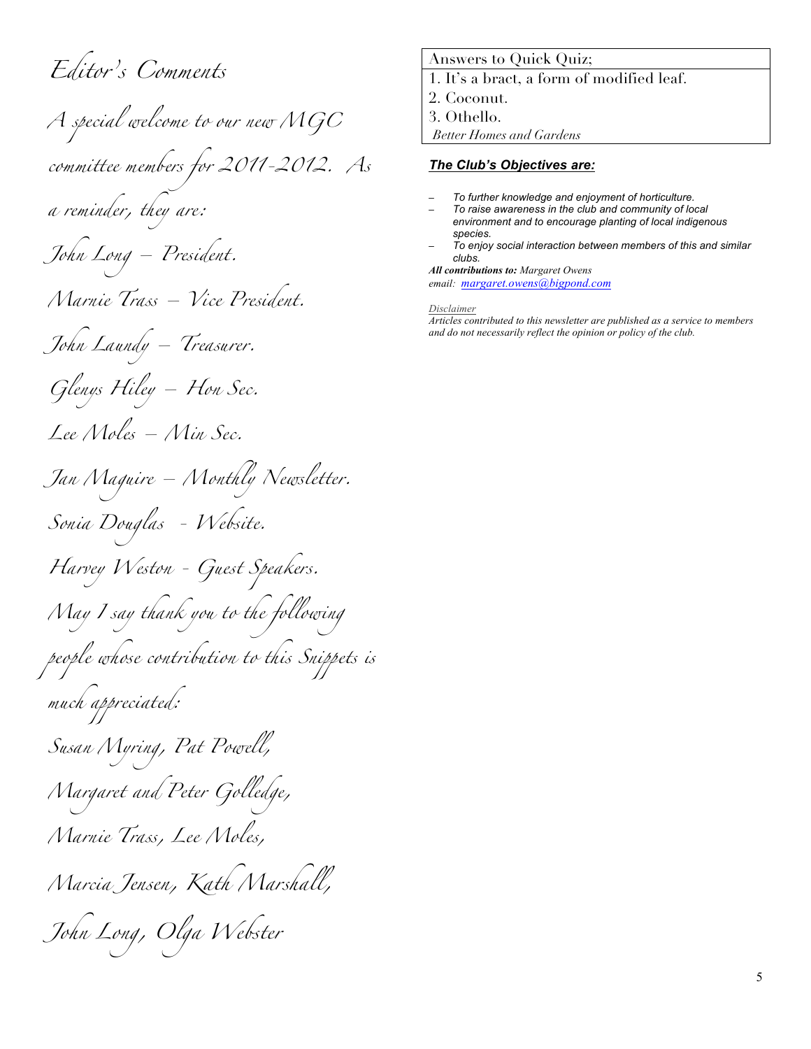# Editor's Comments

A special welcome to our new MGC committee members for 2011-2012. As a reminder, they are:

John Long – President.

Marnie Trass – Vice President.

John Laundy – Treasurer.

Glenys Hiley – Hon Sec.

Lee Moles – Min Sec.

Jan Maguire – Monthly Newsletter.

Sonia Douglas - Website.

Harvey Weston - Guest Speakers.

May I say thank you to the following people whose contribution to this Snippets is much appreciated:

Susan Myring, Pat Powell,

Margaret and Peter Golledge,

Marnie Trass, Lee Moles,

Marcia Jensen, Kath Marshall,

John Long, Olga Webster

---

Answers to Quick Quiz;

1. It's a bract, a form of modified leaf.
2. Coconut.
3. Othello.

*Better Homes and Gardens*

***The Club's Objectives are:***

- *To further knowledge and enjoyment of horticulture.*
- *To raise awareness in the club and community of local environment and to encourage planting of local indigenous species.*
- *To enjoy social interaction between members of this and similar clubs.*

***All contributions to:*** *Margaret Owens*
*email: margaret.owens@bigpond.com*

*Disclaimer*
*Articles contributed to this newsletter are published as a service to members and do not necessarily reflect the opinion or policy of the club.*